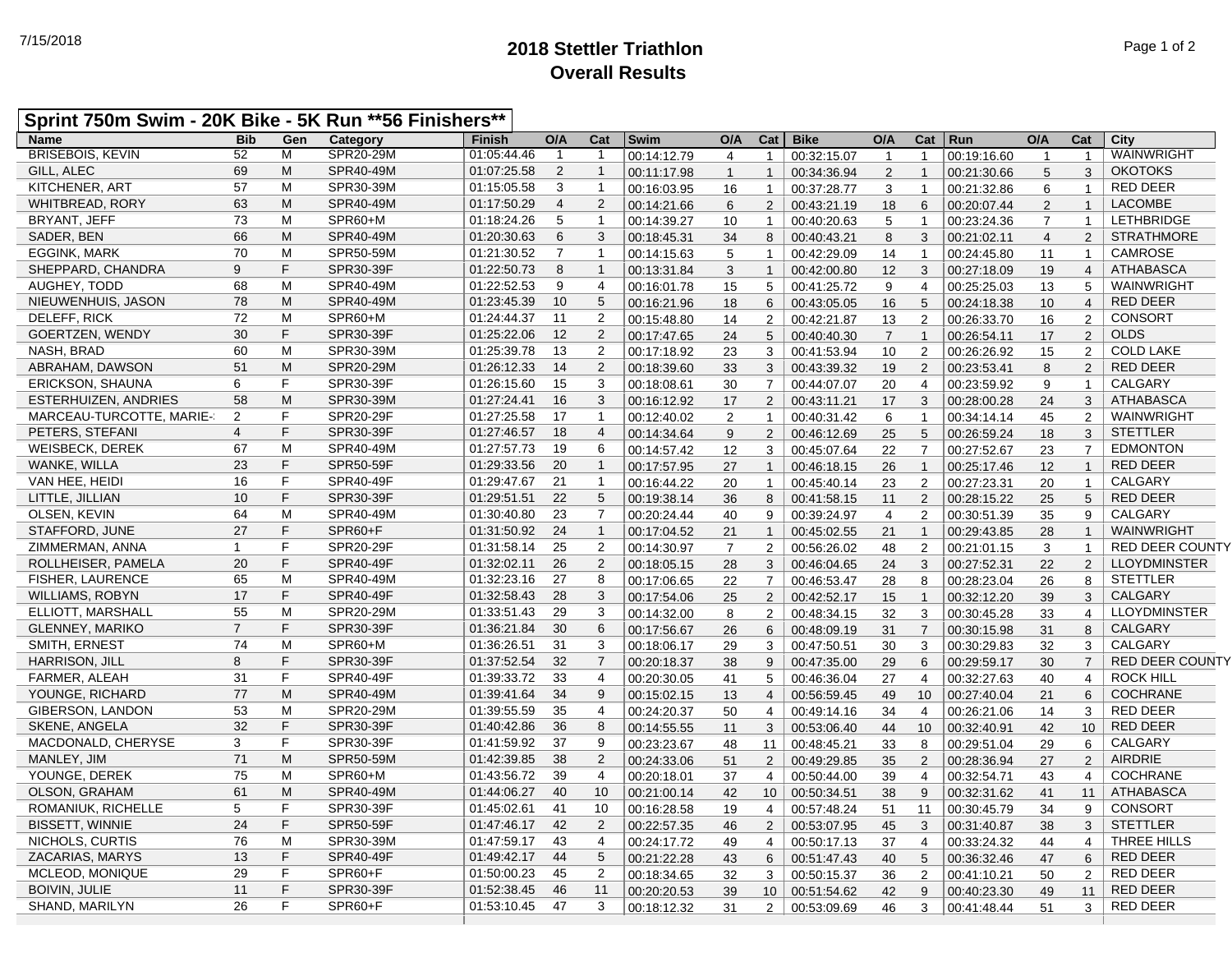7/15/2018

# 2018 Stettler Triathlon
## Overall Results

**Sprint 750m Swim - 20K Bike - 5K Run **56 Finishers****

| Name | Bib | Gen | Category | Finish | O/A | Cat | Swim | O/A | Cat | Bike | O/A | Cat | Run | O/A | Cat | City |
|---|---|---|---|---|---|---|---|---|---|---|---|---|---|---|---|---|
| BRISEBOIS, KEVIN | 52 | M | SPR20-29M | 01:05:44.46 | 1 | 1 | 00:14:12.79 | 4 | 1 | 00:32:15.07 | 1 | 1 | 00:19:16.60 | 1 | 1 | WAINWRIGHT |
| GILL, ALEC | 69 | M | SPR40-49M | 01:07:25.58 | 2 | 1 | 00:11:17.98 | 1 | 1 | 00:34:36.94 | 2 | 1 | 00:21:30.66 | 5 | 3 | OKOTOKS |
| KITCHENER, ART | 57 | M | SPR30-39M | 01:15:05.58 | 3 | 1 | 00:16:03.95 | 16 | 1 | 00:37:28.77 | 3 | 1 | 00:21:32.86 | 6 | 1 | RED DEER |
| WHITBREAD, RORY | 63 | M | SPR40-49M | 01:17:50.29 | 4 | 2 | 00:14:21.66 | 6 | 2 | 00:43:21.19 | 18 | 6 | 00:20:07.44 | 2 | 1 | LACOMBE |
| BRYANT, JEFF | 73 | M | SPR60+M | 01:18:24.26 | 5 | 1 | 00:14:39.27 | 10 | 1 | 00:40:20.63 | 5 | 1 | 00:23:24.36 | 7 | 1 | LETHBRIDGE |
| SADER, BEN | 66 | M | SPR40-49M | 01:20:30.63 | 6 | 3 | 00:18:45.31 | 34 | 8 | 00:40:43.21 | 8 | 3 | 00:21:02.11 | 4 | 2 | STRATHMORE |
| EGGINK, MARK | 70 | M | SPR50-59M | 01:21:30.52 | 7 | 1 | 00:14:15.63 | 5 | 1 | 00:42:29.09 | 14 | 1 | 00:24:45.80 | 11 | 1 | CAMROSE |
| SHEPPARD, CHANDRA | 9 | F | SPR30-39F | 01:22:50.73 | 8 | 1 | 00:13:31.84 | 3 | 1 | 00:42:00.80 | 12 | 3 | 00:27:18.09 | 19 | 4 | ATHABASCA |
| AUGHEY, TODD | 68 | M | SPR40-49M | 01:22:52.53 | 9 | 4 | 00:16:01.78 | 15 | 5 | 00:41:25.72 | 9 | 4 | 00:25:25.03 | 13 | 5 | WAINWRIGHT |
| NIEUWENHUIS, JASON | 78 | M | SPR40-49M | 01:23:45.39 | 10 | 5 | 00:16:21.96 | 18 | 6 | 00:43:05.05 | 16 | 5 | 00:24:18.38 | 10 | 4 | RED DEER |
| DELEFF, RICK | 72 | M | SPR60+M | 01:24:44.37 | 11 | 2 | 00:15:48.80 | 14 | 2 | 00:42:21.87 | 13 | 2 | 00:26:33.70 | 16 | 2 | CONSORT |
| GOERTZEN, WENDY | 30 | F | SPR30-39F | 01:25:22.06 | 12 | 2 | 00:17:47.65 | 24 | 5 | 00:40:40.30 | 7 | 1 | 00:26:54.11 | 17 | 2 | OLDS |
| NASH, BRAD | 60 | M | SPR30-39M | 01:25:39.78 | 13 | 2 | 00:17:18.92 | 23 | 3 | 00:41:53.94 | 10 | 2 | 00:26:26.92 | 15 | 2 | COLD LAKE |
| ABRAHAM, DAWSON | 51 | M | SPR20-29M | 01:26:12.33 | 14 | 2 | 00:18:39.60 | 33 | 3 | 00:43:39.32 | 19 | 2 | 00:23:53.41 | 8 | 2 | RED DEER |
| ERICKSON, SHAUNA | 6 | F | SPR30-39F | 01:26:15.60 | 15 | 3 | 00:18:08.61 | 30 | 7 | 00:44:07.07 | 20 | 4 | 00:23:59.92 | 9 | 1 | CALGARY |
| ESTERHUIZEN, ANDRIES | 58 | M | SPR30-39M | 01:27:24.41 | 16 | 3 | 00:16:12.92 | 17 | 2 | 00:43:11.21 | 17 | 3 | 00:28:00.28 | 24 | 3 | ATHABASCA |
| MARCEAU-TURCOTTE, MARIE- | 2 | F | SPR20-29F | 01:27:25.58 | 17 | 1 | 00:12:40.02 | 2 | 1 | 00:40:31.42 | 6 | 1 | 00:34:14.14 | 45 | 2 | WAINWRIGHT |
| PETERS, STEFANI | 4 | F | SPR30-39F | 01:27:46.57 | 18 | 4 | 00:14:34.64 | 9 | 2 | 00:46:12.69 | 25 | 5 | 00:26:59.24 | 18 | 3 | STETTLER |
| WEISBECK, DEREK | 67 | M | SPR40-49M | 01:27:57.73 | 19 | 6 | 00:14:57.42 | 12 | 3 | 00:45:07.64 | 22 | 7 | 00:27:52.67 | 23 | 7 | EDMONTON |
| WANKE, WILLA | 23 | F | SPR50-59F | 01:29:33.56 | 20 | 1 | 00:17:57.95 | 27 | 1 | 00:46:18.15 | 26 | 1 | 00:25:17.46 | 12 | 1 | RED DEER |
| VAN HEE, HEIDI | 16 | F | SPR40-49F | 01:29:47.67 | 21 | 1 | 00:16:44.22 | 20 | 1 | 00:45:40.14 | 23 | 2 | 00:27:23.31 | 20 | 1 | CALGARY |
| LITTLE, JILLIAN | 10 | F | SPR30-39F | 01:29:51.51 | 22 | 5 | 00:19:38.14 | 36 | 8 | 00:41:58.15 | 11 | 2 | 00:28:15.22 | 25 | 5 | RED DEER |
| OLSEN, KEVIN | 64 | M | SPR40-49M | 01:30:40.80 | 23 | 7 | 00:20:24.44 | 40 | 9 | 00:39:24.97 | 4 | 2 | 00:30:51.39 | 35 | 9 | CALGARY |
| STAFFORD, JUNE | 27 | F | SPR60+F | 01:31:50.92 | 24 | 1 | 00:17:04.52 | 21 | 1 | 00:45:02.55 | 21 | 1 | 00:29:43.85 | 28 | 1 | WAINWRIGHT |
| ZIMMERMAN, ANNA | 1 | F | SPR20-29F | 01:31:58.14 | 25 | 2 | 00:14:30.97 | 7 | 2 | 00:56:26.02 | 48 | 2 | 00:21:01.15 | 3 | 1 | RED DEER COUNTY |
| ROLLHEISER, PAMELA | 20 | F | SPR40-49F | 01:32:02.11 | 26 | 2 | 00:18:05.15 | 28 | 3 | 00:46:04.65 | 24 | 3 | 00:27:52.31 | 22 | 2 | LLOYDMINSTER |
| FISHER, LAURENCE | 65 | M | SPR40-49M | 01:32:23.16 | 27 | 8 | 00:17:06.65 | 22 | 7 | 00:46:53.47 | 28 | 8 | 00:28:23.04 | 26 | 8 | STETTLER |
| WILLIAMS, ROBYN | 17 | F | SPR40-49F | 01:32:58.43 | 28 | 3 | 00:17:54.06 | 25 | 2 | 00:42:52.17 | 15 | 1 | 00:32:12.20 | 39 | 3 | CALGARY |
| ELLIOTT, MARSHALL | 55 | M | SPR20-29M | 01:33:51.43 | 29 | 3 | 00:14:32.00 | 8 | 2 | 00:48:34.15 | 32 | 3 | 00:30:45.28 | 33 | 4 | LLOYDMINSTER |
| GLENNEY, MARIKO | 7 | F | SPR30-39F | 01:36:21.84 | 30 | 6 | 00:17:56.67 | 26 | 6 | 00:48:09.19 | 31 | 7 | 00:30:15.98 | 31 | 8 | CALGARY |
| SMITH, ERNEST | 74 | M | SPR60+M | 01:36:26.51 | 31 | 3 | 00:18:06.17 | 29 | 3 | 00:47:50.51 | 30 | 3 | 00:30:29.83 | 32 | 3 | CALGARY |
| HARRISON, JILL | 8 | F | SPR30-39F | 01:37:52.54 | 32 | 7 | 00:20:18.37 | 38 | 9 | 00:47:35.00 | 29 | 6 | 00:29:59.17 | 30 | 7 | RED DEER COUNTY |
| FARMER, ALEAH | 31 | F | SPR40-49F | 01:39:33.72 | 33 | 4 | 00:20:30.05 | 41 | 5 | 00:46:36.04 | 27 | 4 | 00:32:27.63 | 40 | 4 | ROCK HILL |
| YOUNGE, RICHARD | 77 | M | SPR40-49M | 01:39:41.64 | 34 | 9 | 00:15:02.15 | 13 | 4 | 00:56:59.45 | 49 | 10 | 00:27:40.04 | 21 | 6 | COCHRANE |
| GIBERSON, LANDON | 53 | M | SPR20-29M | 01:39:55.59 | 35 | 4 | 00:24:20.37 | 50 | 4 | 00:49:14.16 | 34 | 4 | 00:26:21.06 | 14 | 3 | RED DEER |
| SKENE, ANGELA | 32 | F | SPR30-39F | 01:40:42.86 | 36 | 8 | 00:14:55.55 | 11 | 3 | 00:53:06.40 | 44 | 10 | 00:32:40.91 | 42 | 10 | RED DEER |
| MACDONALD, CHERYSE | 3 | F | SPR30-39F | 01:41:59.92 | 37 | 9 | 00:23:23.67 | 48 | 11 | 00:48:45.21 | 33 | 8 | 00:29:51.04 | 29 | 6 | CALGARY |
| MANLEY, JIM | 71 | M | SPR50-59M | 01:42:39.85 | 38 | 2 | 00:24:33.06 | 51 | 2 | 00:49:29.85 | 35 | 2 | 00:28:36.94 | 27 | 2 | AIRDRIE |
| YOUNGE, DEREK | 75 | M | SPR60+M | 01:43:56.72 | 39 | 4 | 00:20:18.01 | 37 | 4 | 00:50:44.00 | 39 | 4 | 00:32:54.71 | 43 | 4 | COCHRANE |
| OLSON, GRAHAM | 61 | M | SPR40-49M | 01:44:06.27 | 40 | 10 | 00:21:00.14 | 42 | 10 | 00:50:34.51 | 38 | 9 | 00:32:31.62 | 41 | 11 | ATHABASCA |
| ROMANIUK, RICHELLE | 5 | F | SPR30-39F | 01:45:02.61 | 41 | 10 | 00:16:28.58 | 19 | 4 | 00:57:48.24 | 51 | 11 | 00:30:45.79 | 34 | 9 | CONSORT |
| BISSETT, WINNIE | 24 | F | SPR50-59F | 01:47:46.17 | 42 | 2 | 00:22:57.35 | 46 | 2 | 00:53:07.95 | 45 | 3 | 00:31:40.87 | 38 | 3 | STETTLER |
| NICHOLS, CURTIS | 76 | M | SPR30-39M | 01:47:59.17 | 43 | 4 | 00:24:17.72 | 49 | 4 | 00:50:17.13 | 37 | 4 | 00:33:24.32 | 44 | 4 | THREE HILLS |
| ZACARIAS, MARYS | 13 | F | SPR40-49F | 01:49:42.17 | 44 | 5 | 00:21:22.28 | 43 | 6 | 00:51:47.43 | 40 | 5 | 00:36:32.46 | 47 | 6 | RED DEER |
| MCLEOD, MONIQUE | 29 | F | SPR60+F | 01:50:00.23 | 45 | 2 | 00:18:34.65 | 32 | 3 | 00:50:15.37 | 36 | 2 | 00:41:10.21 | 50 | 2 | RED DEER |
| BOIVIN, JULIE | 11 | F | SPR30-39F | 01:52:38.45 | 46 | 11 | 00:20:20.53 | 39 | 10 | 00:51:54.62 | 42 | 9 | 00:40:23.30 | 49 | 11 | RED DEER |
| SHAND, MARILYN | 26 | F | SPR60+F | 01:53:10.45 | 47 | 3 | 00:18:12.32 | 31 | 2 | 00:53:09.69 | 46 | 3 | 00:41:48.44 | 51 | 3 | RED DEER |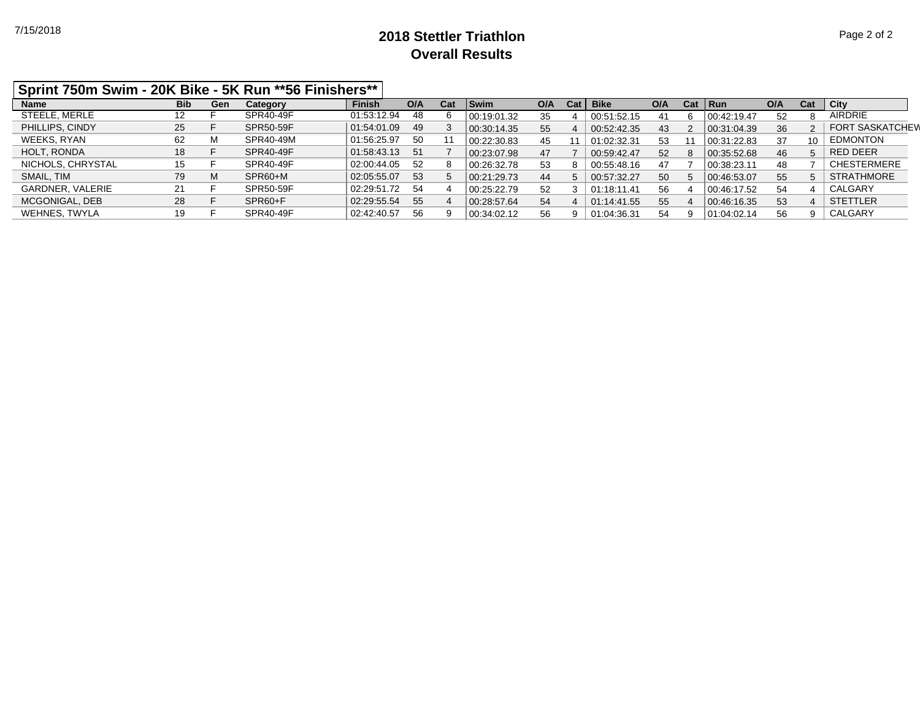# 2018 Stettler Triathlon
## Overall Results

### Sprint 750m Swim - 20K Bike - 5K Run **56 Finishers**

| Name | Bib | Gen | Category | Finish | O/A | Cat | Swim | O/A | Cat | Bike | O/A | Cat | Run | O/A | Cat | City |
|---|---|---|---|---|---|---|---|---|---|---|---|---|---|---|---|---|
| STEELE, MERLE | 12 | F | SPR40-49F | 01:53:12.94 | 48 | 6 | 00:19:01.32 | 35 | 4 | 00:51:52.15 | 41 | 6 | 00:42:19.47 | 52 | 8 | AIRDRIE |
| PHILLIPS, CINDY | 25 | F | SPR50-59F | 01:54:01.09 | 49 | 3 | 00:30:14.35 | 55 | 4 | 00:52:42.35 | 43 | 2 | 00:31:04.39 | 36 | 2 | FORT SASKATCHEW |
| WEEKS, RYAN | 62 | M | SPR40-49M | 01:56:25.97 | 50 | 11 | 00:22:30.83 | 45 | 11 | 01:02:32.31 | 53 | 11 | 00:31:22.83 | 37 | 10 | EDMONTON |
| HOLT, RONDA | 18 | F | SPR40-49F | 01:58:43.13 | 51 | 7 | 00:23:07.98 | 47 | 7 | 00:59:42.47 | 52 | 8 | 00:35:52.68 | 46 | 5 | RED DEER |
| NICHOLS, CHRYSTAL | 15 | F | SPR40-49F | 02:00:44.05 | 52 | 8 | 00:26:32.78 | 53 | 8 | 00:55:48.16 | 47 | 7 | 00:38:23.11 | 48 | 7 | CHESTERMERE |
| SMAIL, TIM | 79 | M | SPR60+M | 02:05:55.07 | 53 | 5 | 00:21:29.73 | 44 | 5 | 00:57:32.27 | 50 | 5 | 00:46:53.07 | 55 | 5 | STRATHMORE |
| GARDNER, VALERIE | 21 | F | SPR50-59F | 02:29:51.72 | 54 | 4 | 00:25:22.79 | 52 | 3 | 01:18:11.41 | 56 | 4 | 00:46:17.52 | 54 | 4 | CALGARY |
| MCGONIGAL, DEB | 28 | F | SPR60+F | 02:29:55.54 | 55 | 4 | 00:28:57.64 | 54 | 4 | 01:14:41.55 | 55 | 4 | 00:46:16.35 | 53 | 4 | STETTLER |
| WEHNES, TWYLA | 19 | F | SPR40-49F | 02:42:40.57 | 56 | 9 | 00:34:02.12 | 56 | 9 | 01:04:36.31 | 54 | 9 | 01:04:02.14 | 56 | 9 | CALGARY |